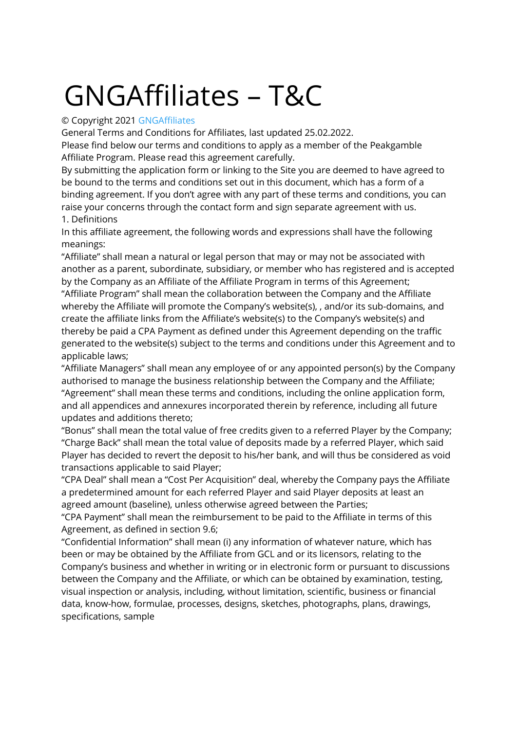# GNGAffiliates – T&C

© Copyright 2021 GNGAffiliates

General Terms and Conditions for Affiliates, last updated 25.02.2022.

Please find below our terms and conditions to apply as a member of the Peakgamble Affiliate Program. Please read this agreement carefully.

By submitting the application form or linking to the Site you are deemed to have agreed to be bound to the terms and conditions set out in this document, which has a form of a binding agreement. If you don't agree with any part of these terms and conditions, you can raise your concerns through the contact form and sign separate agreement with us.

1. Definitions

In this affiliate agreement, the following words and expressions shall have the following meanings:

"Affiliate" shall mean a natural or legal person that may or may not be associated with another as a parent, subordinate, subsidiary, or member who has registered and is accepted by the Company as an Affiliate of the Affiliate Program in terms of this Agreement;

"Affiliate Program" shall mean the collaboration between the Company and the Affiliate whereby the Affiliate will promote the Company's website(s), , and/or its sub-domains, and create the affiliate links from the Affiliate's website(s) to the Company's website(s) and thereby be paid a CPA Payment as defined under this Agreement depending on the traffic generated to the website(s) subject to the terms and conditions under this Agreement and to applicable laws;

"Affiliate Managers" shall mean any employee of or any appointed person(s) by the Company authorised to manage the business relationship between the Company and the Affiliate;

"Agreement" shall mean these terms and conditions, including the online application form, and all appendices and annexures incorporated therein by reference, including all future updates and additions thereto;

"Bonus" shall mean the total value of free credits given to a referred Player by the Company;

"Charge Back" shall mean the total value of deposits made by a referred Player, which said Player has decided to revert the deposit to his/her bank, and will thus be considered as void transactions applicable to said Player;

"CPA Deal" shall mean a "Cost Per Acquisition" deal, whereby the Company pays the Affiliate a predetermined amount for each referred Player and said Player deposits at least an agreed amount (baseline), unless otherwise agreed between the Parties;

"CPA Payment" shall mean the reimbursement to be paid to the Affiliate in terms of this Agreement, as defined in section 9.6;

"Confidential Information" shall mean (i) any information of whatever nature, which has been or may be obtained by the Affiliate from GCL and or its licensors, relating to the Company's business and whether in writing or in electronic form or pursuant to discussions between the Company and the Affiliate, or which can be obtained by examination, testing, visual inspection or analysis, including, without limitation, scientific, business or financial data, know-how, formulae, processes, designs, sketches, photographs, plans, drawings, specifications, sample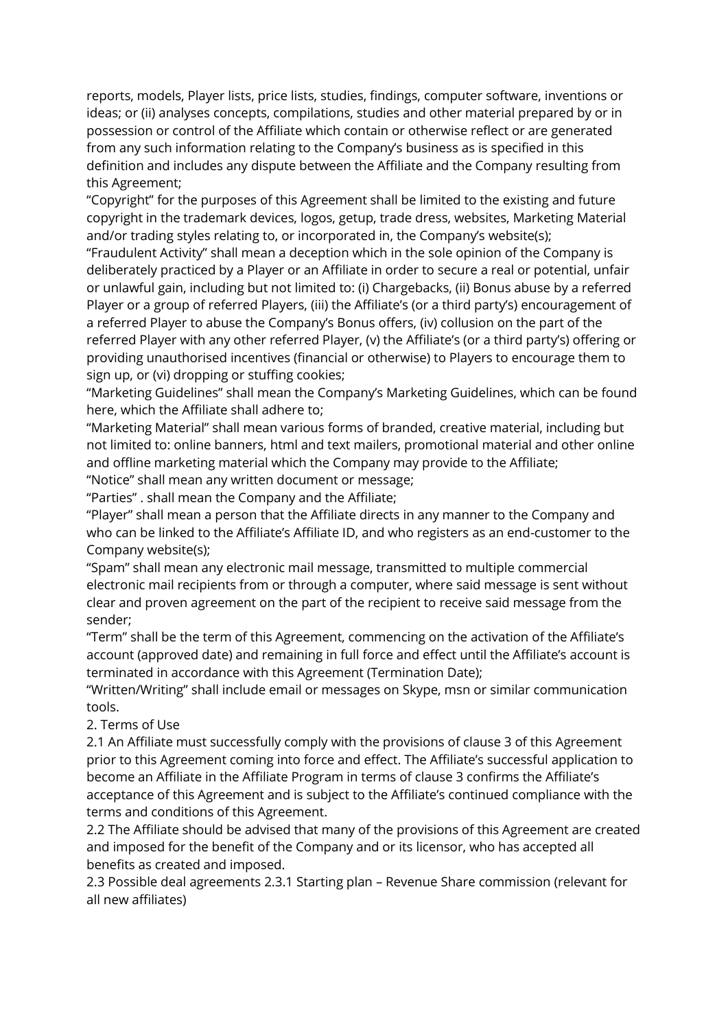reports, models, Player lists, price lists, studies, findings, computer software, inventions or ideas; or (ii) analyses concepts, compilations, studies and other material prepared by or in possession or control of the Affiliate which contain or otherwise reflect or are generated from any such information relating to the Company's business as is specified in this definition and includes any dispute between the Affiliate and the Company resulting from this Agreement;

"Copyright" for the purposes of this Agreement shall be limited to the existing and future copyright in the trademark devices, logos, getup, trade dress, websites, Marketing Material and/or trading styles relating to, or incorporated in, the Company's website(s);

"Fraudulent Activity" shall mean a deception which in the sole opinion of the Company is deliberately practiced by a Player or an Affiliate in order to secure a real or potential, unfair or unlawful gain, including but not limited to: (i) Chargebacks, (ii) Bonus abuse by a referred Player or a group of referred Players, (iii) the Affiliate's (or a third party's) encouragement of a referred Player to abuse the Company's Bonus offers, (iv) collusion on the part of the referred Player with any other referred Player, (v) the Affiliate's (or a third party's) offering or providing unauthorised incentives (financial or otherwise) to Players to encourage them to sign up, or (vi) dropping or stuffing cookies;

"Marketing Guidelines" shall mean the Company's Marketing Guidelines, which can be found here, which the Affiliate shall adhere to;

"Marketing Material" shall mean various forms of branded, creative material, including but not limited to: online banners, html and text mailers, promotional material and other online and offline marketing material which the Company may provide to the Affiliate;

"Notice" shall mean any written document or message;

"Parties" . shall mean the Company and the Affiliate;

"Player" shall mean a person that the Affiliate directs in any manner to the Company and who can be linked to the Affiliate's Affiliate ID, and who registers as an end-customer to the Company website(s);

"Spam" shall mean any electronic mail message, transmitted to multiple commercial electronic mail recipients from or through a computer, where said message is sent without clear and proven agreement on the part of the recipient to receive said message from the sender;

"Term" shall be the term of this Agreement, commencing on the activation of the Affiliate's account (approved date) and remaining in full force and effect until the Affiliate's account is terminated in accordance with this Agreement (Termination Date);

"Written/Writing" shall include email or messages on Skype, msn or similar communication tools.

2. Terms of Use

2.1 An Affiliate must successfully comply with the provisions of clause 3 of this Agreement prior to this Agreement coming into force and effect. The Affiliate's successful application to become an Affiliate in the Affiliate Program in terms of clause 3 confirms the Affiliate's acceptance of this Agreement and is subject to the Affiliate's continued compliance with the terms and conditions of this Agreement.

2.2 The Affiliate should be advised that many of the provisions of this Agreement are created and imposed for the benefit of the Company and or its licensor, who has accepted all benefits as created and imposed.

2.3 Possible deal agreements 2.3.1 Starting plan – Revenue Share commission (relevant for all new affiliates)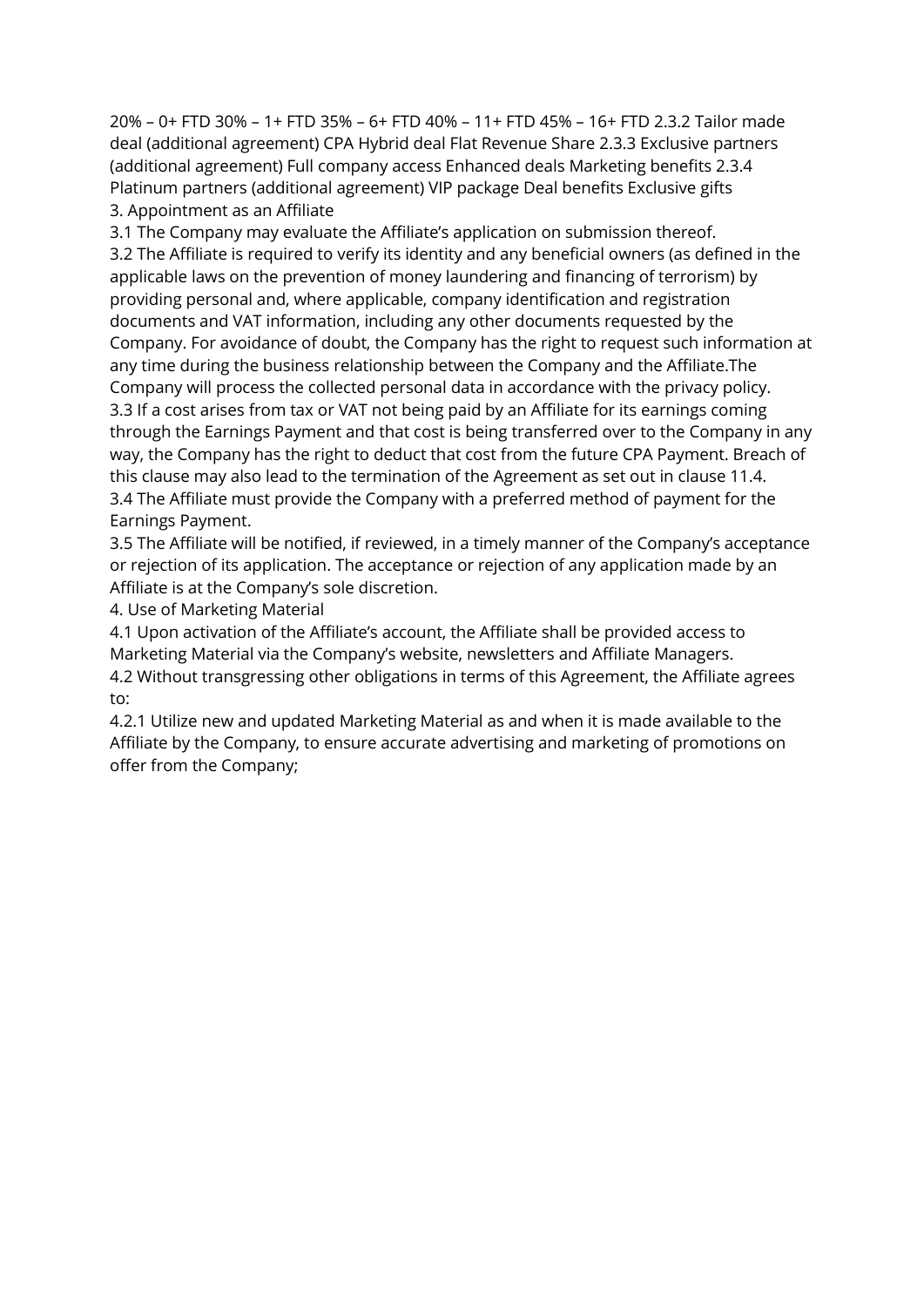20% – 0+ FTD 30% – 1+ FTD 35% – 6+ FTD 40% – 11+ FTD 45% – 16+ FTD 2.3.2 Tailor made deal (additional agreement) CPA Hybrid deal Flat Revenue Share 2.3.3 Exclusive partners (additional agreement) Full company access Enhanced deals Marketing benefits 2.3.4 Platinum partners (additional agreement) VIP package Deal benefits Exclusive gifts

3. Appointment as an Affiliate

3.1 The Company may evaluate the Affiliate's application on submission thereof.

3.2 The Affiliate is required to verify its identity and any beneficial owners (as defined in the applicable laws on the prevention of money laundering and financing of terrorism) by providing personal and, where applicable, company identification and registration documents and VAT information, including any other documents requested by the Company. For avoidance of doubt, the Company has the right to request such information at any time during the business relationship between the Company and the Affiliate.The Company will process the collected personal data in accordance with the privacy policy.

3.3 If a cost arises from tax or VAT not being paid by an Affiliate for its earnings coming through the Earnings Payment and that cost is being transferred over to the Company in any way, the Company has the right to deduct that cost from the future CPA Payment. Breach of this clause may also lead to the termination of the Agreement as set out in clause 11.4.

3.4 The Affiliate must provide the Company with a preferred method of payment for the Earnings Payment.

3.5 The Affiliate will be notified, if reviewed, in a timely manner of the Company's acceptance or rejection of its application. The acceptance or rejection of any application made by an Affiliate is at the Company's sole discretion.

4. Use of Marketing Material

4.1 Upon activation of the Affiliate's account, the Affiliate shall be provided access to Marketing Material via the Company's website, newsletters and Affiliate Managers.

4.2 Without transgressing other obligations in terms of this Agreement, the Affiliate agrees to:

4.2.1 Utilize new and updated Marketing Material as and when it is made available to the Affiliate by the Company, to ensure accurate advertising and marketing of promotions on offer from the Company;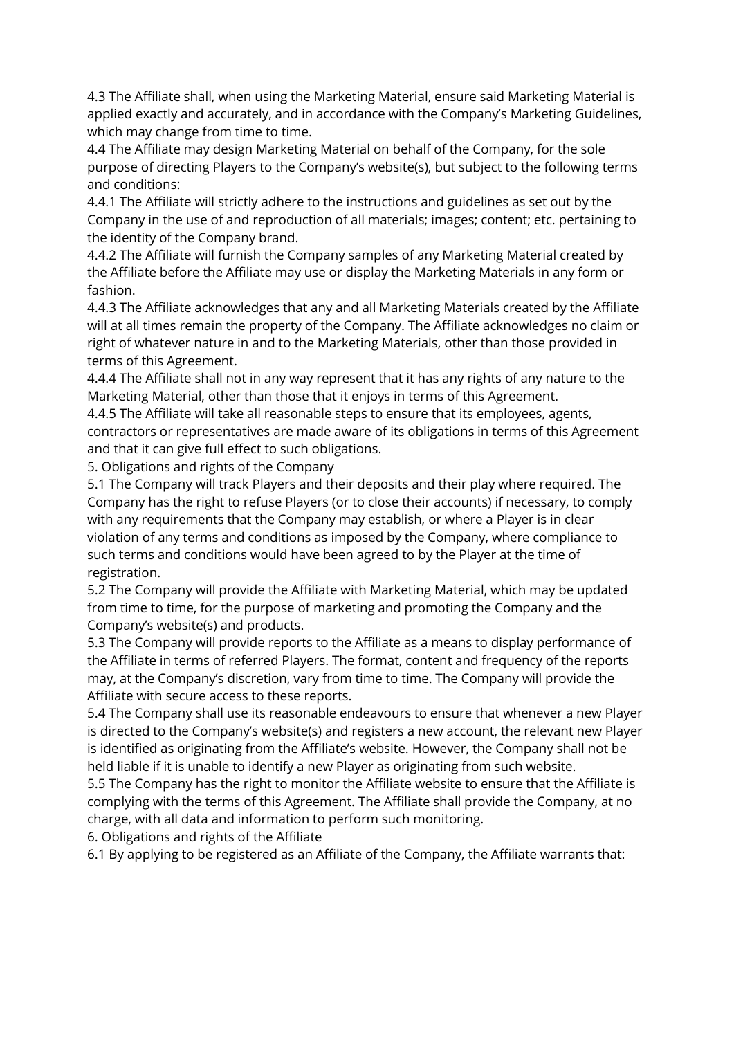4.3 The Affiliate shall, when using the Marketing Material, ensure said Marketing Material is applied exactly and accurately, and in accordance with the Company's Marketing Guidelines, which may change from time to time.

4.4 The Affiliate may design Marketing Material on behalf of the Company, for the sole purpose of directing Players to the Company's website(s), but subject to the following terms and conditions:

4.4.1 The Affiliate will strictly adhere to the instructions and guidelines as set out by the Company in the use of and reproduction of all materials; images; content; etc. pertaining to the identity of the Company brand.

4.4.2 The Affiliate will furnish the Company samples of any Marketing Material created by the Affiliate before the Affiliate may use or display the Marketing Materials in any form or fashion.

4.4.3 The Affiliate acknowledges that any and all Marketing Materials created by the Affiliate will at all times remain the property of the Company. The Affiliate acknowledges no claim or right of whatever nature in and to the Marketing Materials, other than those provided in terms of this Agreement.

4.4.4 The Affiliate shall not in any way represent that it has any rights of any nature to the Marketing Material, other than those that it enjoys in terms of this Agreement.

4.4.5 The Affiliate will take all reasonable steps to ensure that its employees, agents, contractors or representatives are made aware of its obligations in terms of this Agreement and that it can give full effect to such obligations.

5. Obligations and rights of the Company

5.1 The Company will track Players and their deposits and their play where required. The Company has the right to refuse Players (or to close their accounts) if necessary, to comply with any requirements that the Company may establish, or where a Player is in clear violation of any terms and conditions as imposed by the Company, where compliance to such terms and conditions would have been agreed to by the Player at the time of registration.

5.2 The Company will provide the Affiliate with Marketing Material, which may be updated from time to time, for the purpose of marketing and promoting the Company and the Company's website(s) and products.

5.3 The Company will provide reports to the Affiliate as a means to display performance of the Affiliate in terms of referred Players. The format, content and frequency of the reports may, at the Company's discretion, vary from time to time. The Company will provide the Affiliate with secure access to these reports.

5.4 The Company shall use its reasonable endeavours to ensure that whenever a new Player is directed to the Company's website(s) and registers a new account, the relevant new Player is identified as originating from the Affiliate's website. However, the Company shall not be held liable if it is unable to identify a new Player as originating from such website.

5.5 The Company has the right to monitor the Affiliate website to ensure that the Affiliate is complying with the terms of this Agreement. The Affiliate shall provide the Company, at no charge, with all data and information to perform such monitoring.

6. Obligations and rights of the Affiliate

6.1 By applying to be registered as an Affiliate of the Company, the Affiliate warrants that: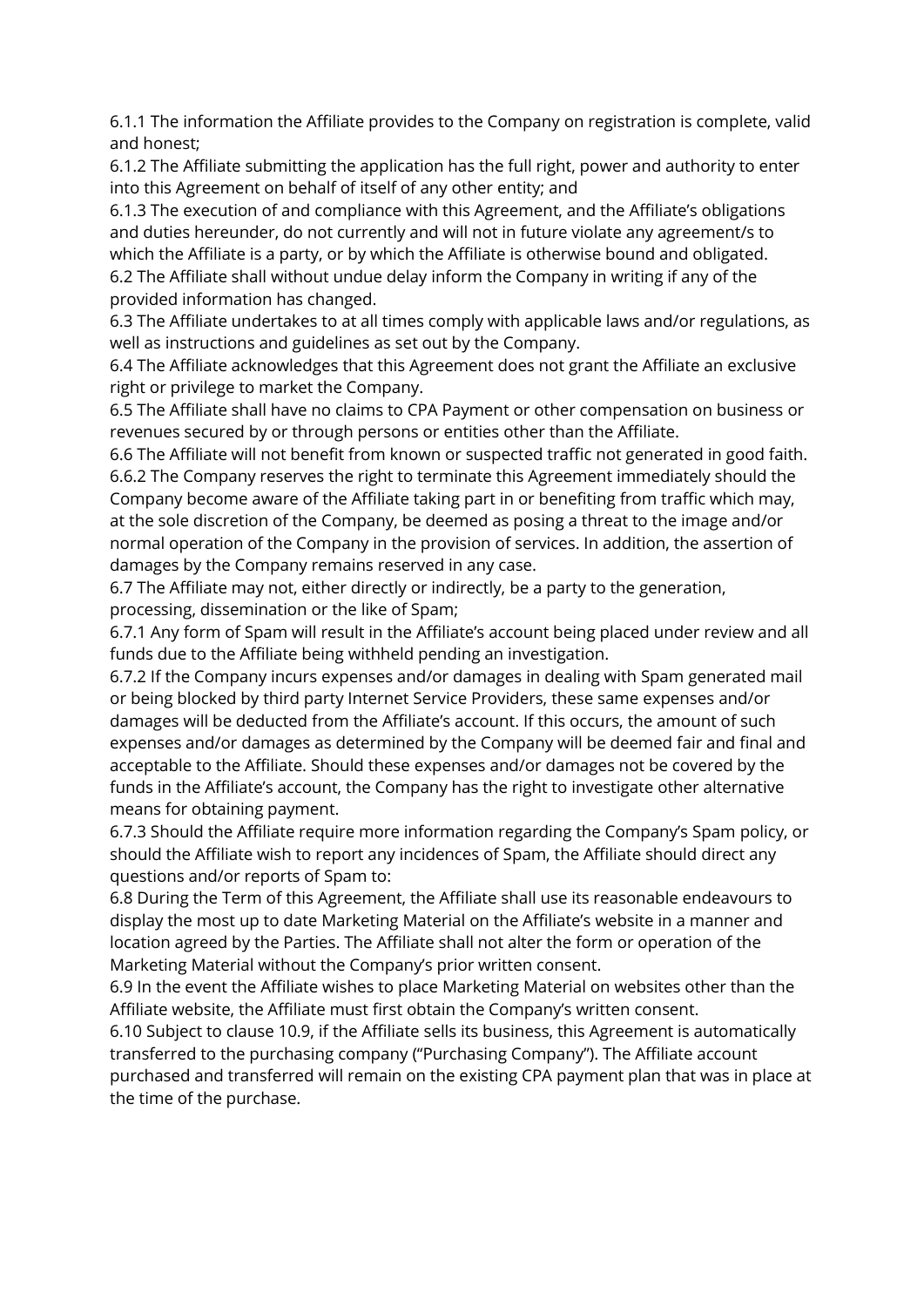6.1.1 The information the Affiliate provides to the Company on registration is complete, valid and honest;

6.1.2 The Affiliate submitting the application has the full right, power and authority to enter into this Agreement on behalf of itself of any other entity; and

6.1.3 The execution of and compliance with this Agreement, and the Affiliate's obligations and duties hereunder, do not currently and will not in future violate any agreement/s to which the Affiliate is a party, or by which the Affiliate is otherwise bound and obligated.

6.2 The Affiliate shall without undue delay inform the Company in writing if any of the provided information has changed.

6.3 The Affiliate undertakes to at all times comply with applicable laws and/or regulations, as well as instructions and guidelines as set out by the Company.

6.4 The Affiliate acknowledges that this Agreement does not grant the Affiliate an exclusive right or privilege to market the Company.

6.5 The Affiliate shall have no claims to CPA Payment or other compensation on business or revenues secured by or through persons or entities other than the Affiliate.

6.6 The Affiliate will not benefit from known or suspected traffic not generated in good faith.

6.6.2 The Company reserves the right to terminate this Agreement immediately should the Company become aware of the Affiliate taking part in or benefiting from traffic which may, at the sole discretion of the Company, be deemed as posing a threat to the image and/or normal operation of the Company in the provision of services. In addition, the assertion of damages by the Company remains reserved in any case.

6.7 The Affiliate may not, either directly or indirectly, be a party to the generation, processing, dissemination or the like of Spam;

6.7.1 Any form of Spam will result in the Affiliate's account being placed under review and all funds due to the Affiliate being withheld pending an investigation.

6.7.2 If the Company incurs expenses and/or damages in dealing with Spam generated mail or being blocked by third party Internet Service Providers, these same expenses and/or damages will be deducted from the Affiliate's account. If this occurs, the amount of such expenses and/or damages as determined by the Company will be deemed fair and final and acceptable to the Affiliate. Should these expenses and/or damages not be covered by the funds in the Affiliate's account, the Company has the right to investigate other alternative means for obtaining payment.

6.7.3 Should the Affiliate require more information regarding the Company's Spam policy, or should the Affiliate wish to report any incidences of Spam, the Affiliate should direct any questions and/or reports of Spam to:

6.8 During the Term of this Agreement, the Affiliate shall use its reasonable endeavours to display the most up to date Marketing Material on the Affiliate's website in a manner and location agreed by the Parties. The Affiliate shall not alter the form or operation of the Marketing Material without the Company's prior written consent.

6.9 In the event the Affiliate wishes to place Marketing Material on websites other than the Affiliate website, the Affiliate must first obtain the Company's written consent.

6.10 Subject to clause 10.9, if the Affiliate sells its business, this Agreement is automatically transferred to the purchasing company ("Purchasing Company"). The Affiliate account purchased and transferred will remain on the existing CPA payment plan that was in place at the time of the purchase.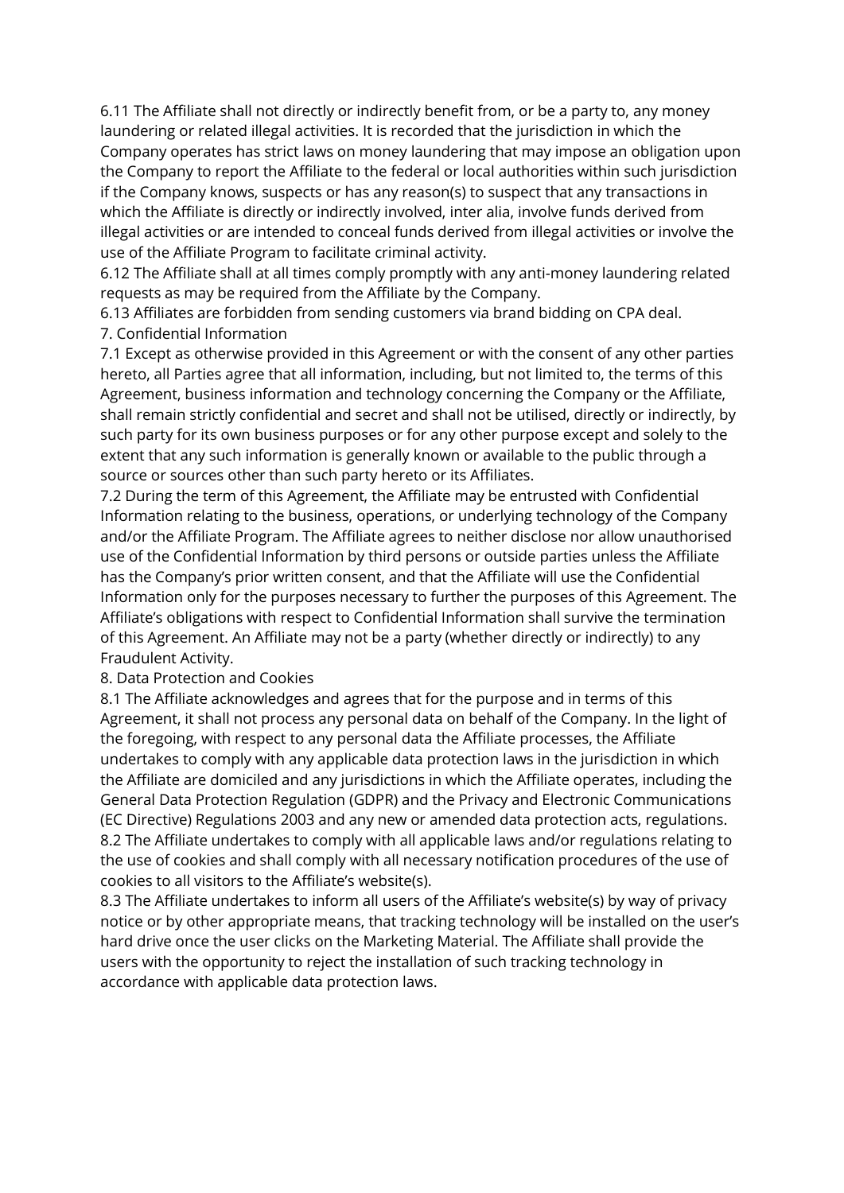6.11 The Affiliate shall not directly or indirectly benefit from, or be a party to, any money laundering or related illegal activities. It is recorded that the jurisdiction in which the Company operates has strict laws on money laundering that may impose an obligation upon the Company to report the Affiliate to the federal or local authorities within such jurisdiction if the Company knows, suspects or has any reason(s) to suspect that any transactions in which the Affiliate is directly or indirectly involved, inter alia, involve funds derived from illegal activities or are intended to conceal funds derived from illegal activities or involve the use of the Affiliate Program to facilitate criminal activity.

6.12 The Affiliate shall at all times comply promptly with any anti-money laundering related requests as may be required from the Affiliate by the Company.

6.13 Affiliates are forbidden from sending customers via brand bidding on CPA deal.

## 7. Confidential Information

7.1 Except as otherwise provided in this Agreement or with the consent of any other parties hereto, all Parties agree that all information, including, but not limited to, the terms of this Agreement, business information and technology concerning the Company or the Affiliate, shall remain strictly confidential and secret and shall not be utilised, directly or indirectly, by such party for its own business purposes or for any other purpose except and solely to the extent that any such information is generally known or available to the public through a source or sources other than such party hereto or its Affiliates.

7.2 During the term of this Agreement, the Affiliate may be entrusted with Confidential Information relating to the business, operations, or underlying technology of the Company and/or the Affiliate Program. The Affiliate agrees to neither disclose nor allow unauthorised use of the Confidential Information by third persons or outside parties unless the Affiliate has the Company's prior written consent, and that the Affiliate will use the Confidential Information only for the purposes necessary to further the purposes of this Agreement. The Affiliate's obligations with respect to Confidential Information shall survive the termination of this Agreement. An Affiliate may not be a party (whether directly or indirectly) to any Fraudulent Activity.

## 8. Data Protection and Cookies

8.1 The Affiliate acknowledges and agrees that for the purpose and in terms of this Agreement, it shall not process any personal data on behalf of the Company. In the light of the foregoing, with respect to any personal data the Affiliate processes, the Affiliate undertakes to comply with any applicable data protection laws in the jurisdiction in which the Affiliate are domiciled and any jurisdictions in which the Affiliate operates, including the General Data Protection Regulation (GDPR) and the Privacy and Electronic Communications (EC Directive) Regulations 2003 and any new or amended data protection acts, regulations.

8.2 The Affiliate undertakes to comply with all applicable laws and/or regulations relating to the use of cookies and shall comply with all necessary notification procedures of the use of cookies to all visitors to the Affiliate's website(s).

8.3 The Affiliate undertakes to inform all users of the Affiliate's website(s) by way of privacy notice or by other appropriate means, that tracking technology will be installed on the user's hard drive once the user clicks on the Marketing Material. The Affiliate shall provide the users with the opportunity to reject the installation of such tracking technology in accordance with applicable data protection laws.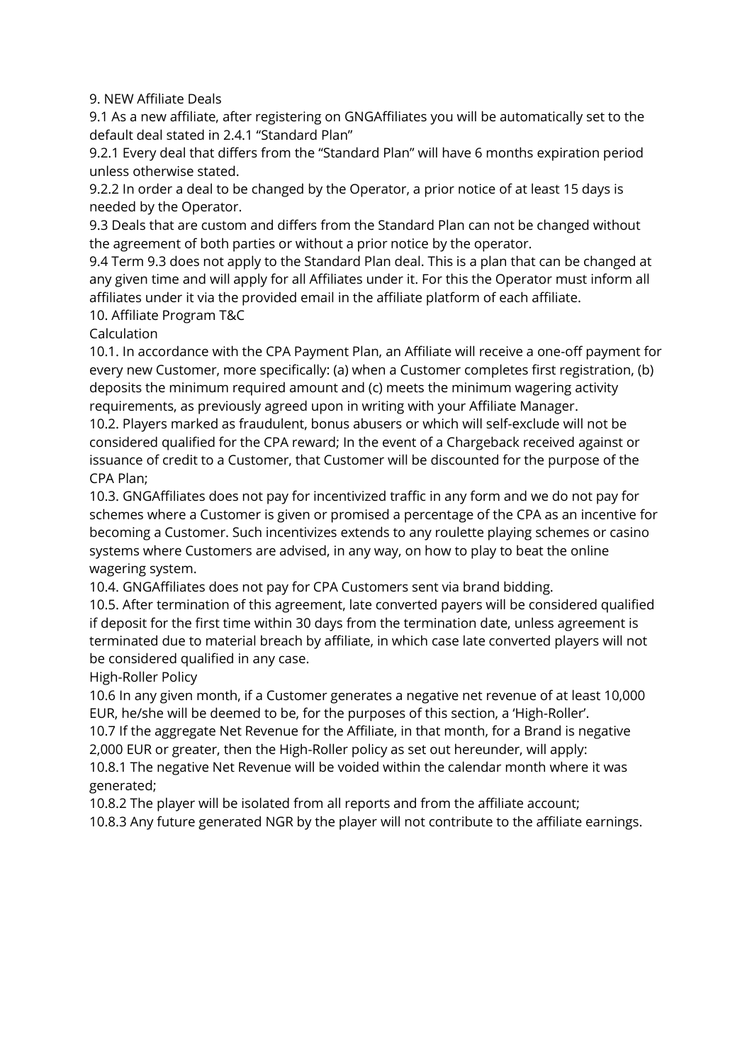## 9. NEW Affiliate Deals

9.1 As a new affiliate, after registering on GNGAffiliates you will be automatically set to the default deal stated in 2.4.1 "Standard Plan"

9.2.1 Every deal that differs from the "Standard Plan" will have 6 months expiration period unless otherwise stated.

9.2.2 In order a deal to be changed by the Operator, a prior notice of at least 15 days is needed by the Operator.

9.3 Deals that are custom and differs from the Standard Plan can not be changed without the agreement of both parties or without a prior notice by the operator.

9.4 Term 9.3 does not apply to the Standard Plan deal. This is a plan that can be changed at any given time and will apply for all Affiliates under it. For this the Operator must inform all affiliates under it via the provided email in the affiliate platform of each affiliate.

## 10. Affiliate Program T&C

### Calculation

10.1. In accordance with the CPA Payment Plan, an Affiliate will receive a one-off payment for every new Customer, more specifically: (a) when a Customer completes first registration, (b) deposits the minimum required amount and (c) meets the minimum wagering activity requirements, as previously agreed upon in writing with your Affiliate Manager.

10.2. Players marked as fraudulent, bonus abusers or which will self-exclude will not be considered qualified for the CPA reward; In the event of a Chargeback received against or issuance of credit to a Customer, that Customer will be discounted for the purpose of the CPA Plan;

10.3. GNGAffiliates does not pay for incentivized traffic in any form and we do not pay for schemes where a Customer is given or promised a percentage of the CPA as an incentive for becoming a Customer. Such incentivizes extends to any roulette playing schemes or casino systems where Customers are advised, in any way, on how to play to beat the online wagering system.

10.4. GNGAffiliates does not pay for CPA Customers sent via brand bidding.

10.5. After termination of this agreement, late converted payers will be considered qualified if deposit for the first time within 30 days from the termination date, unless agreement is terminated due to material breach by affiliate, in which case late converted players will not be considered qualified in any case.

### High-Roller Policy

10.6 In any given month, if a Customer generates a negative net revenue of at least 10,000 EUR, he/she will be deemed to be, for the purposes of this section, a 'High-Roller'.

10.7 If the aggregate Net Revenue for the Affiliate, in that month, for a Brand is negative 2,000 EUR or greater, then the High-Roller policy as set out hereunder, will apply:

10.8.1 The negative Net Revenue will be voided within the calendar month where it was generated;

10.8.2 The player will be isolated from all reports and from the affiliate account;

10.8.3 Any future generated NGR by the player will not contribute to the affiliate earnings.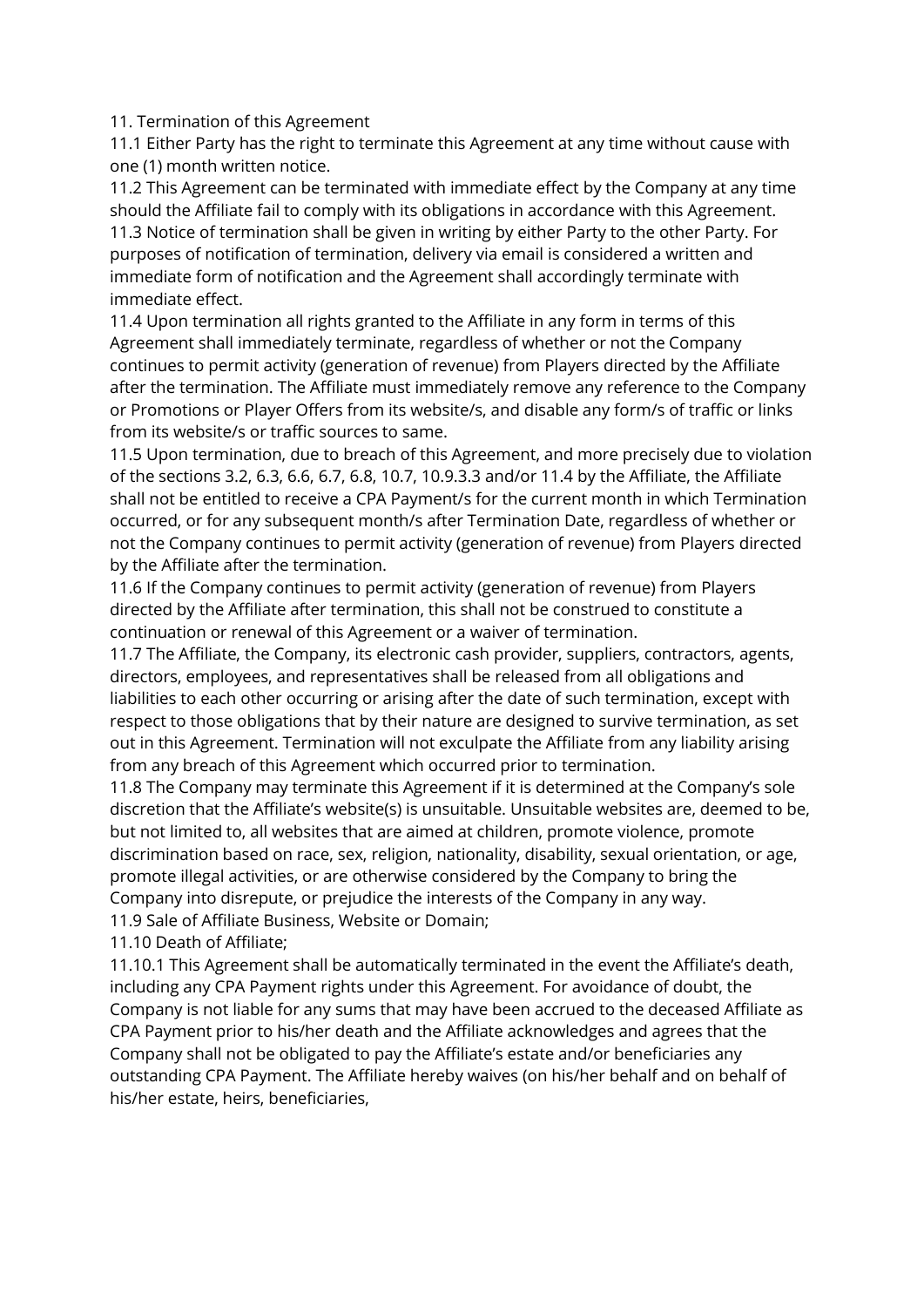11. Termination of this Agreement

11.1 Either Party has the right to terminate this Agreement at any time without cause with one (1) month written notice.

11.2 This Agreement can be terminated with immediate effect by the Company at any time should the Affiliate fail to comply with its obligations in accordance with this Agreement.

11.3 Notice of termination shall be given in writing by either Party to the other Party. For purposes of notification of termination, delivery via email is considered a written and immediate form of notification and the Agreement shall accordingly terminate with immediate effect.

11.4 Upon termination all rights granted to the Affiliate in any form in terms of this Agreement shall immediately terminate, regardless of whether or not the Company continues to permit activity (generation of revenue) from Players directed by the Affiliate after the termination. The Affiliate must immediately remove any reference to the Company or Promotions or Player Offers from its website/s, and disable any form/s of traffic or links from its website/s or traffic sources to same.

11.5 Upon termination, due to breach of this Agreement, and more precisely due to violation of the sections 3.2, 6.3, 6.6, 6.7, 6.8, 10.7, 10.9.3.3 and/or 11.4 by the Affiliate, the Affiliate shall not be entitled to receive a CPA Payment/s for the current month in which Termination occurred, or for any subsequent month/s after Termination Date, regardless of whether or not the Company continues to permit activity (generation of revenue) from Players directed by the Affiliate after the termination.

11.6 If the Company continues to permit activity (generation of revenue) from Players directed by the Affiliate after termination, this shall not be construed to constitute a continuation or renewal of this Agreement or a waiver of termination.

11.7 The Affiliate, the Company, its electronic cash provider, suppliers, contractors, agents, directors, employees, and representatives shall be released from all obligations and liabilities to each other occurring or arising after the date of such termination, except with respect to those obligations that by their nature are designed to survive termination, as set out in this Agreement. Termination will not exculpate the Affiliate from any liability arising from any breach of this Agreement which occurred prior to termination.

11.8 The Company may terminate this Agreement if it is determined at the Company's sole discretion that the Affiliate's website(s) is unsuitable. Unsuitable websites are, deemed to be, but not limited to, all websites that are aimed at children, promote violence, promote discrimination based on race, sex, religion, nationality, disability, sexual orientation, or age, promote illegal activities, or are otherwise considered by the Company to bring the Company into disrepute, or prejudice the interests of the Company in any way.

11.9 Sale of Affiliate Business, Website or Domain;

11.10 Death of Affiliate;

11.10.1 This Agreement shall be automatically terminated in the event the Affiliate's death, including any CPA Payment rights under this Agreement. For avoidance of doubt, the Company is not liable for any sums that may have been accrued to the deceased Affiliate as CPA Payment prior to his/her death and the Affiliate acknowledges and agrees that the Company shall not be obligated to pay the Affiliate's estate and/or beneficiaries any outstanding CPA Payment. The Affiliate hereby waives (on his/her behalf and on behalf of his/her estate, heirs, beneficiaries,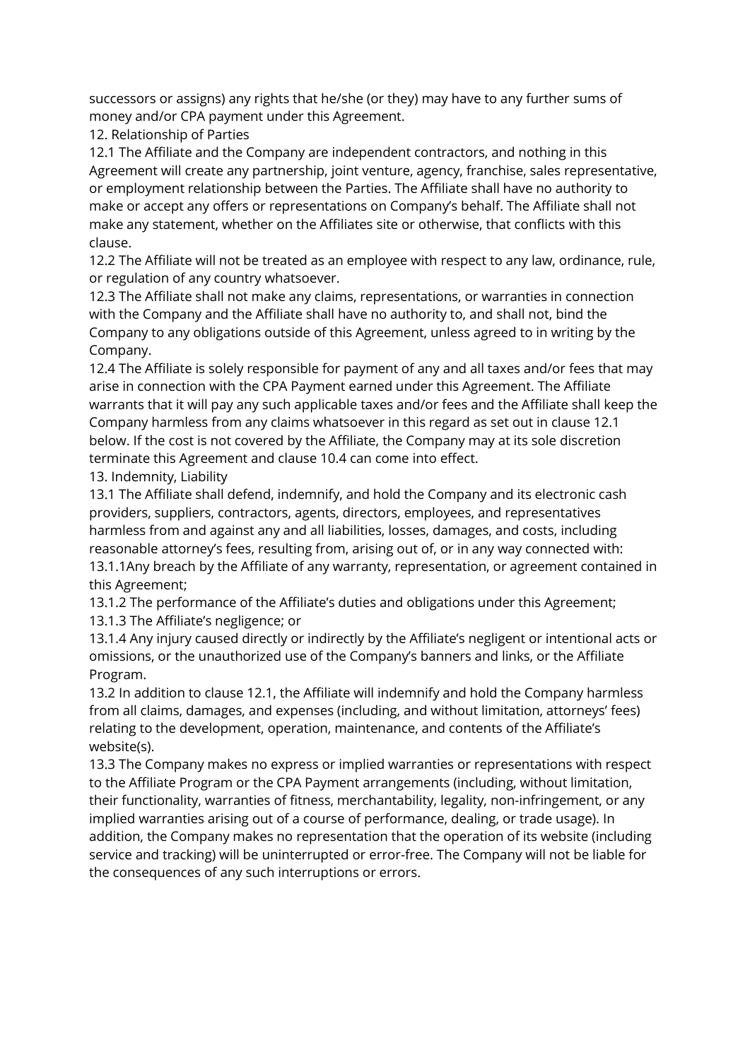successors or assigns) any rights that he/she (or they) may have to any further sums of money and/or CPA payment under this Agreement.

12. Relationship of Parties

12.1 The Affiliate and the Company are independent contractors, and nothing in this Agreement will create any partnership, joint venture, agency, franchise, sales representative, or employment relationship between the Parties. The Affiliate shall have no authority to make or accept any offers or representations on Company's behalf. The Affiliate shall not make any statement, whether on the Affiliates site or otherwise, that conflicts with this clause.

12.2 The Affiliate will not be treated as an employee with respect to any law, ordinance, rule, or regulation of any country whatsoever.

12.3 The Affiliate shall not make any claims, representations, or warranties in connection with the Company and the Affiliate shall have no authority to, and shall not, bind the Company to any obligations outside of this Agreement, unless agreed to in writing by the Company.

12.4 The Affiliate is solely responsible for payment of any and all taxes and/or fees that may arise in connection with the CPA Payment earned under this Agreement. The Affiliate warrants that it will pay any such applicable taxes and/or fees and the Affiliate shall keep the Company harmless from any claims whatsoever in this regard as set out in clause 12.1 below. If the cost is not covered by the Affiliate, the Company may at its sole discretion terminate this Agreement and clause 10.4 can come into effect.

13. Indemnity, Liability

13.1 The Affiliate shall defend, indemnify, and hold the Company and its electronic cash providers, suppliers, contractors, agents, directors, employees, and representatives harmless from and against any and all liabilities, losses, damages, and costs, including reasonable attorney's fees, resulting from, arising out of, or in any way connected with:

13.1.1Any breach by the Affiliate of any warranty, representation, or agreement contained in this Agreement;

13.1.2 The performance of the Affiliate's duties and obligations under this Agreement;

13.1.3 The Affiliate's negligence; or

13.1.4 Any injury caused directly or indirectly by the Affiliate's negligent or intentional acts or omissions, or the unauthorized use of the Company's banners and links, or the Affiliate Program.

13.2 In addition to clause 12.1, the Affiliate will indemnify and hold the Company harmless from all claims, damages, and expenses (including, and without limitation, attorneys' fees) relating to the development, operation, maintenance, and contents of the Affiliate's website(s).

13.3 The Company makes no express or implied warranties or representations with respect to the Affiliate Program or the CPA Payment arrangements (including, without limitation, their functionality, warranties of fitness, merchantability, legality, non-infringement, or any implied warranties arising out of a course of performance, dealing, or trade usage). In addition, the Company makes no representation that the operation of its website (including service and tracking) will be uninterrupted or error-free. The Company will not be liable for the consequences of any such interruptions or errors.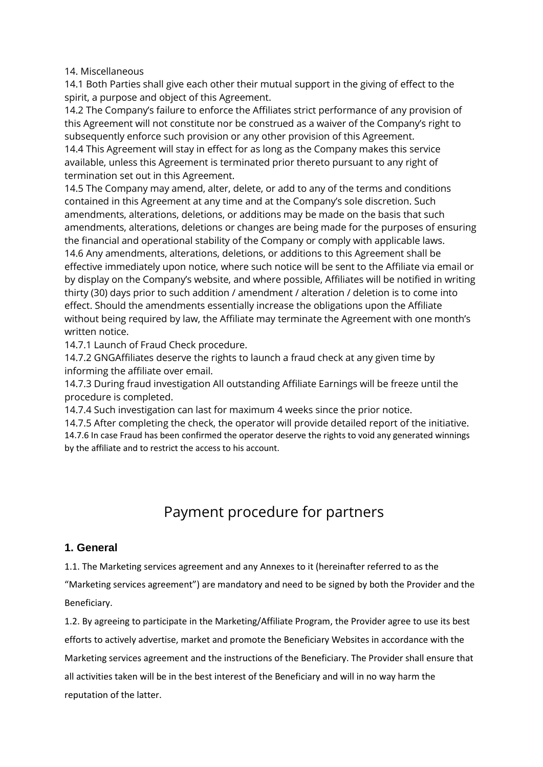14. Miscellaneous

14.1 Both Parties shall give each other their mutual support in the giving of effect to the spirit, a purpose and object of this Agreement.

14.2 The Company's failure to enforce the Affiliates strict performance of any provision of this Agreement will not constitute nor be construed as a waiver of the Company's right to subsequently enforce such provision or any other provision of this Agreement.

14.4 This Agreement will stay in effect for as long as the Company makes this service available, unless this Agreement is terminated prior thereto pursuant to any right of termination set out in this Agreement.

14.5 The Company may amend, alter, delete, or add to any of the terms and conditions contained in this Agreement at any time and at the Company's sole discretion. Such amendments, alterations, deletions, or additions may be made on the basis that such amendments, alterations, deletions or changes are being made for the purposes of ensuring the financial and operational stability of the Company or comply with applicable laws.

14.6 Any amendments, alterations, deletions, or additions to this Agreement shall be effective immediately upon notice, where such notice will be sent to the Affiliate via email or by display on the Company's website, and where possible, Affiliates will be notified in writing thirty (30) days prior to such addition / amendment / alteration / deletion is to come into effect. Should the amendments essentially increase the obligations upon the Affiliate without being required by law, the Affiliate may terminate the Agreement with one month's written notice.

14.7.1 Launch of Fraud Check procedure.

14.7.2 GNGAffiliates deserve the rights to launch a fraud check at any given time by informing the affiliate over email.

14.7.3 During fraud investigation All outstanding Affiliate Earnings will be freeze until the procedure is completed.

14.7.4 Such investigation can last for maximum 4 weeks since the prior notice.

14.7.5 After completing the check, the operator will provide detailed report of the initiative.

14.7.6 In case Fraud has been confirmed the operator deserve the rights to void any generated winnings by the affiliate and to restrict the access to his account.

# Payment procedure for partners

## 1. General

1.1. The Marketing services agreement and any Annexes to it (hereinafter referred to as the "Marketing services agreement") are mandatory and need to be signed by both the Provider and the Beneficiary.

1.2. By agreeing to participate in the Marketing/Affiliate Program, the Provider agree to use its best efforts to actively advertise, market and promote the Beneficiary Websites in accordance with the Marketing services agreement and the instructions of the Beneficiary. The Provider shall ensure that all activities taken will be in the best interest of the Beneficiary and will in no way harm the reputation of the latter.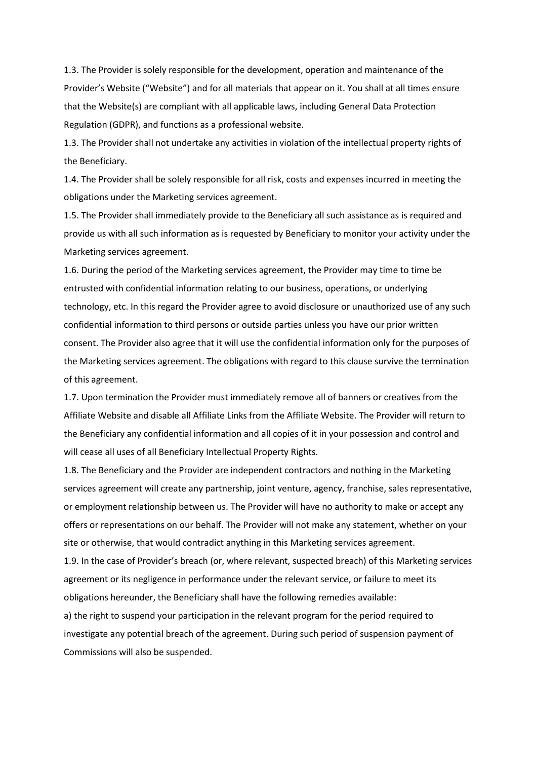1.3. The Provider is solely responsible for the development, operation and maintenance of the Provider's Website ("Website") and for all materials that appear on it. You shall at all times ensure that the Website(s) are compliant with all applicable laws, including General Data Protection Regulation (GDPR), and functions as a professional website.

1.3. The Provider shall not undertake any activities in violation of the intellectual property rights of the Beneficiary.

1.4. The Provider shall be solely responsible for all risk, costs and expenses incurred in meeting the obligations under the Marketing services agreement.

1.5. The Provider shall immediately provide to the Beneficiary all such assistance as is required and provide us with all such information as is requested by Beneficiary to monitor your activity under the Marketing services agreement.

1.6. During the period of the Marketing services agreement, the Provider may time to time be entrusted with confidential information relating to our business, operations, or underlying technology, etc. In this regard the Provider agree to avoid disclosure or unauthorized use of any such confidential information to third persons or outside parties unless you have our prior written consent. The Provider also agree that it will use the confidential information only for the purposes of the Marketing services agreement. The obligations with regard to this clause survive the termination of this agreement.

1.7. Upon termination the Provider must immediately remove all of banners or creatives from the Affiliate Website and disable all Affiliate Links from the Affiliate Website. The Provider will return to the Beneficiary any confidential information and all copies of it in your possession and control and will cease all uses of all Beneficiary Intellectual Property Rights.

1.8. The Beneficiary and the Provider are independent contractors and nothing in the Marketing services agreement will create any partnership, joint venture, agency, franchise, sales representative, or employment relationship between us. The Provider will have no authority to make or accept any offers or representations on our behalf. The Provider will not make any statement, whether on your site or otherwise, that would contradict anything in this Marketing services agreement.

1.9. In the case of Provider's breach (or, where relevant, suspected breach) of this Marketing services agreement or its negligence in performance under the relevant service, or failure to meet its obligations hereunder, the Beneficiary shall have the following remedies available:

a) the right to suspend your participation in the relevant program for the period required to investigate any potential breach of the agreement. During such period of suspension payment of Commissions will also be suspended.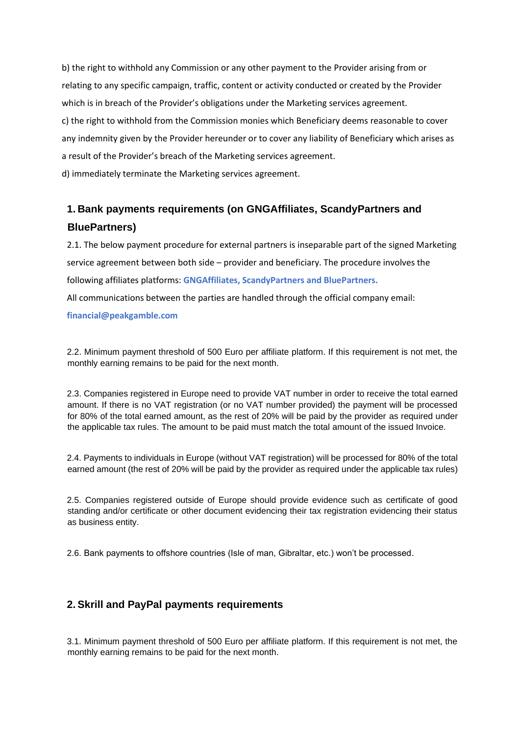b) the right to withhold any Commission or any other payment to the Provider arising from or relating to any specific campaign, traffic, content or activity conducted or created by the Provider which is in breach of the Provider's obligations under the Marketing services agreement.

c) the right to withhold from the Commission monies which Beneficiary deems reasonable to cover any indemnity given by the Provider hereunder or to cover any liability of Beneficiary which arises as a result of the Provider's breach of the Marketing services agreement.

d) immediately terminate the Marketing services agreement.

## 1. Bank payments requirements (on GNGAffiliates, ScandyPartners and BluePartners)

2.1. The below payment procedure for external partners is inseparable part of the signed Marketing service agreement between both side – provider and beneficiary. The procedure involves the following affiliates platforms: **GNGAffiliates, ScandyPartners and BluePartners.**

All communications between the parties are handled through the official company email: **financial@peakgamble.com**

2.2. Minimum payment threshold of 500 Euro per affiliate platform. If this requirement is not met, the monthly earning remains to be paid for the next month.

2.3. Companies registered in Europe need to provide VAT number in order to receive the total earned amount. If there is no VAT registration (or no VAT number provided) the payment will be processed for 80% of the total earned amount, as the rest of 20% will be paid by the provider as required under the applicable tax rules. The amount to be paid must match the total amount of the issued Invoice.

2.4. Payments to individuals in Europe (without VAT registration) will be processed for 80% of the total earned amount (the rest of 20% will be paid by the provider as required under the applicable tax rules)

2.5. Companies registered outside of Europe should provide evidence such as certificate of good standing and/or certificate or other document evidencing their tax registration evidencing their status as business entity.

2.6. Bank payments to offshore countries (Isle of man, Gibraltar, etc.) won't be processed.

## 2. Skrill and PayPal payments requirements

3.1. Minimum payment threshold of 500 Euro per affiliate platform. If this requirement is not met, the monthly earning remains to be paid for the next month.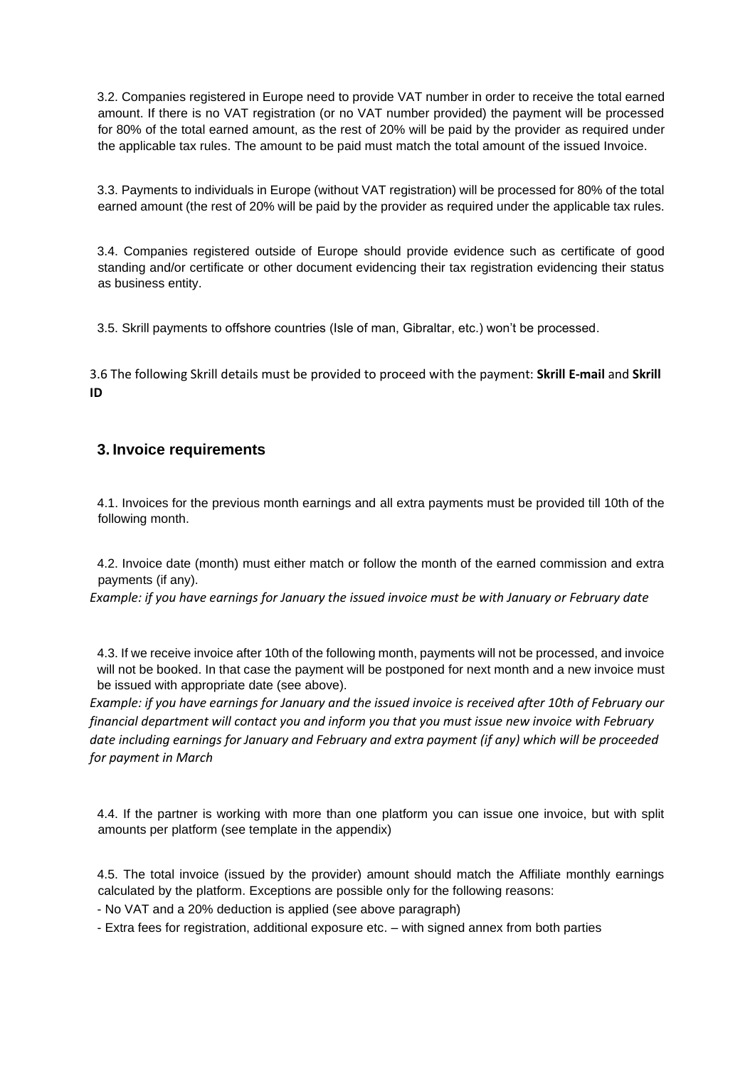3.2. Companies registered in Europe need to provide VAT number in order to receive the total earned amount. If there is no VAT registration (or no VAT number provided) the payment will be processed for 80% of the total earned amount, as the rest of 20% will be paid by the provider as required under the applicable tax rules. The amount to be paid must match the total amount of the issued Invoice.

3.3. Payments to individuals in Europe (without VAT registration) will be processed for 80% of the total earned amount (the rest of 20% will be paid by the provider as required under the applicable tax rules.

3.4. Companies registered outside of Europe should provide evidence such as certificate of good standing and/or certificate or other document evidencing their tax registration evidencing their status as business entity.

3.5. Skrill payments to offshore countries (Isle of man, Gibraltar, etc.) won't be processed.

3.6 The following Skrill details must be provided to proceed with the payment: **Skrill E-mail** and **Skrill ID**

## 3. Invoice requirements

4.1. Invoices for the previous month earnings and all extra payments must be provided till 10th of the following month.

4.2. Invoice date (month) must either match or follow the month of the earned commission and extra payments (if any).

*Example: if you have earnings for January the issued invoice must be with January or February date*

4.3. If we receive invoice after 10th of the following month, payments will not be processed, and invoice will not be booked. In that case the payment will be postponed for next month and a new invoice must be issued with appropriate date (see above).

*Example: if you have earnings for January and the issued invoice is received after 10th of February our financial department will contact you and inform you that you must issue new invoice with February date including earnings for January and February and extra payment (if any) which will be proceeded for payment in March*

4.4. If the partner is working with more than one platform you can issue one invoice, but with split amounts per platform (see template in the appendix)

4.5. The total invoice (issued by the provider) amount should match the Affiliate monthly earnings calculated by the platform. Exceptions are possible only for the following reasons:

- No VAT and a 20% deduction is applied (see above paragraph)
- Extra fees for registration, additional exposure etc. – with signed annex from both parties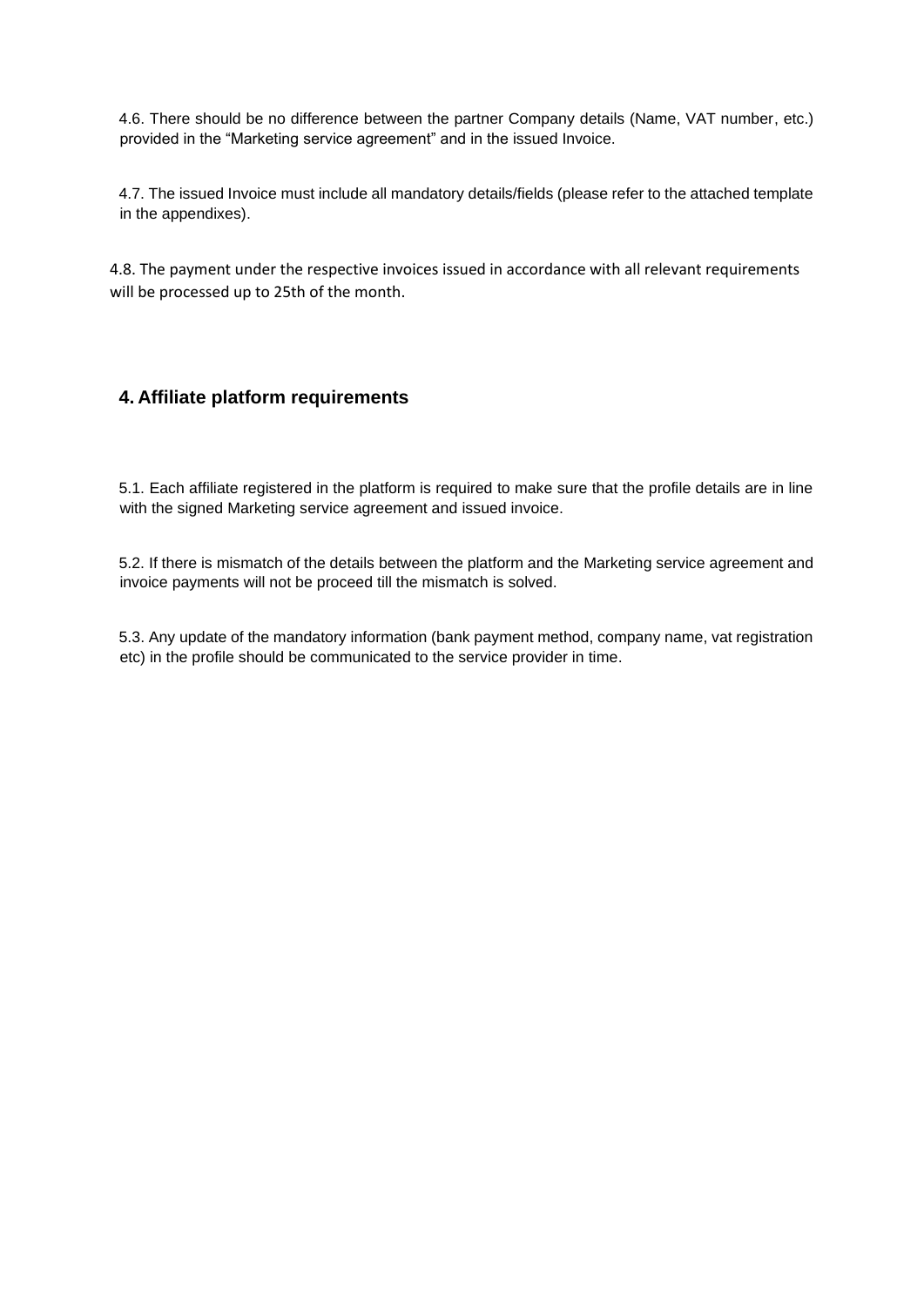4.6. There should be no difference between the partner Company details (Name, VAT number, etc.) provided in the "Marketing service agreement" and in the issued Invoice.

4.7. The issued Invoice must include all mandatory details/fields (please refer to the attached template in the appendixes).

4.8. The payment under the respective invoices issued in accordance with all relevant requirements will be processed up to 25th of the month.

## 4. Affiliate platform requirements

5.1. Each affiliate registered in the platform is required to make sure that the profile details are in line with the signed Marketing service agreement and issued invoice.

5.2. If there is mismatch of the details between the platform and the Marketing service agreement and invoice payments will not be proceed till the mismatch is solved.

5.3. Any update of the mandatory information (bank payment method, company name, vat registration etc) in the profile should be communicated to the service provider in time.